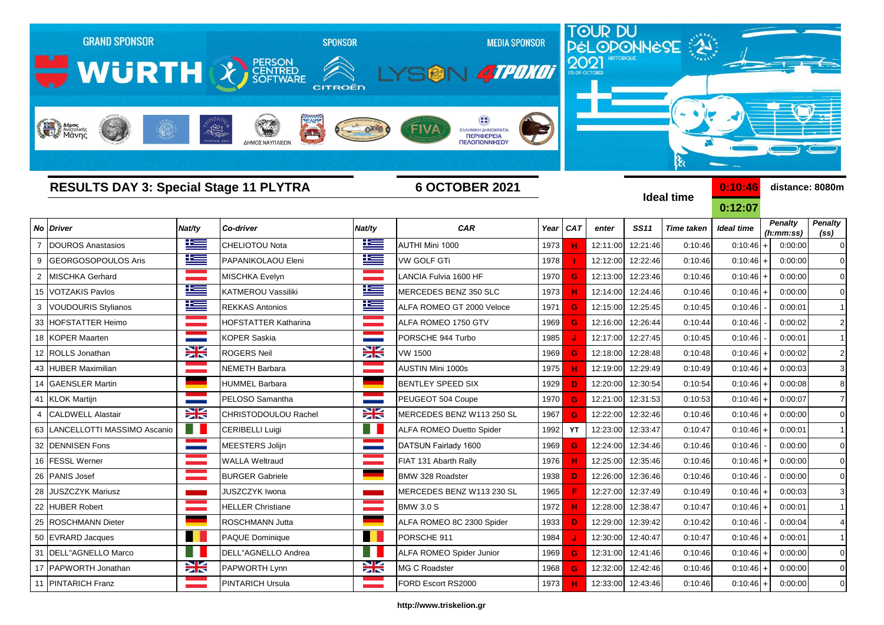GRAND SPONSOR — WÜRTH — PERSON CENTRED SOFTWARE

SPONSOR — CITROËN

MEDIA SPONSOR — LYSON 4TPOXOI

TOUR DU PÉLOPONNÈSE 2021 HISTORIQUE 03-09 OCTOBER

## RESULTS DAY 3: Special Stage 11 PLYTRA

**6 OCTOBER 2021**

**Ideal time** 0:10:46 0:12:07 **distance: 8080m**

| No | Driver | Nat/ty | Co-driver | Nat/ty | CAR | Year | CAT | enter | SS11 | Time taken | Ideal time | | Penalty (h:mm:ss) | Penalty (ss) |
|---|---|---|---|---|---|---|---|---|---|---|---|---|---|---|
| 7 | DOUROS Anastasios | | CHELIOTOU Nota | | AUTHI Mini 1000 | 1973 | H | 12:11:00 | 12:21:46 | 0:10:46 | 0:10:46 | + | 0:00:00 | 0 |
| 9 | GEORGOSOPOULOS Aris | | PAPANIKOLAOU Eleni | | VW GOLF GTi | 1978 | I | 12:12:00 | 12:22:46 | 0:10:46 | 0:10:46 | + | 0:00:00 | 0 |
| 2 | MISCHKA Gerhard | | MISCHKA Evelyn | | LANCIA Fulvia 1600 HF | 1970 | G | 12:13:00 | 12:23:46 | 0:10:46 | 0:10:46 | + | 0:00:00 | 0 |
| 15 | VOTZAKIS Pavlos | | KATMEROU Vassiliki | | MERCEDES BENZ 350 SLC | 1973 | H | 12:14:00 | 12:24:46 | 0:10:46 | 0:10:46 | + | 0:00:00 | 0 |
| 3 | VOUDOURIS Stylianos | | REKKAS Antonios | | ALFA ROMEO GT 2000 Veloce | 1971 | G | 12:15:00 | 12:25:45 | 0:10:45 | 0:10:46 | - | 0:00:01 | 1 |
| 33 | HOFSTATTER Heimo | | HOFSTATTER Katharina | | ALFA ROMEO 1750 GTV | 1969 | G | 12:16:00 | 12:26:44 | 0:10:44 | 0:10:46 | - | 0:00:02 | 2 |
| 18 | KOPER Maarten | | KOPER Saskia | | PORSCHE 944 Turbo | 1985 | J | 12:17:00 | 12:27:45 | 0:10:45 | 0:10:46 | - | 0:00:01 | 1 |
| 12 | ROLLS Jonathan | | ROGERS Neil | | VW 1500 | 1969 | G | 12:18:00 | 12:28:48 | 0:10:48 | 0:10:46 | + | 0:00:02 | 2 |
| 43 | HUBER Maximilian | | NEMETH Barbara | | AUSTIN Mini 1000s | 1975 | H | 12:19:00 | 12:29:49 | 0:10:49 | 0:10:46 | + | 0:00:03 | 3 |
| 14 | GAENSLER Martin | | HUMMEL Barbara | | BENTLEY SPEED SIX | 1929 | D | 12:20:00 | 12:30:54 | 0:10:54 | 0:10:46 | + | 0:00:08 | 8 |
| 41 | KLOK Martijn | | PELOSO Samantha | | PEUGEOT 504 Coupe | 1970 | G | 12:21:00 | 12:31:53 | 0:10:53 | 0:10:46 | + | 0:00:07 | 7 |
| 4 | CALDWELL Alastair | | CHRISTODOULOU Rachel | | MERCEDES BENZ W113 250 SL | 1967 | G | 12:22:00 | 12:32:46 | 0:10:46 | 0:10:46 | + | 0:00:00 | 0 |
| 63 | LANCELLOTTI MASSIMO Ascanio | | CERIBELLI Luigi | | ALFA ROMEO Duetto Spider | 1992 | YT | 12:23:00 | 12:33:47 | 0:10:47 | 0:10:46 | + | 0:00:01 | 1 |
| 32 | DENNISEN Fons | | MEESTERS Jolijn | | DATSUN Fairlady 1600 | 1969 | G | 12:24:00 | 12:34:46 | 0:10:46 | 0:10:46 | - | 0:00:00 | 0 |
| 16 | FESSL Werner | | WALLA Weltraud | | FIAT 131 Abarth Rally | 1976 | H | 12:25:00 | 12:35:46 | 0:10:46 | 0:10:46 | + | 0:00:00 | 0 |
| 26 | PANIS Josef | | BURGER Gabriele | | BMW 328 Roadster | 1938 | D | 12:26:00 | 12:36:46 | 0:10:46 | 0:10:46 | - | 0:00:00 | 0 |
| 28 | JUSZCZYK Mariusz | | JUSZCZYK Iwona | | MERCEDES BENZ W113 230 SL | 1965 | F | 12:27:00 | 12:37:49 | 0:10:49 | 0:10:46 | + | 0:00:03 | 3 |
| 22 | HUBER Robert | | HELLER Christiane | | BMW 3.0 S | 1972 | H | 12:28:00 | 12:38:47 | 0:10:47 | 0:10:46 | + | 0:00:01 | 1 |
| 25 | ROSCHMANN Dieter | | ROSCHMANN Jutta | | ALFA ROMEO 8C 2300 Spider | 1933 | D | 12:29:00 | 12:39:42 | 0:10:42 | 0:10:46 | - | 0:00:04 | 4 |
| 50 | EVRARD Jacques | | PAQUE Dominique | | PORSCHE 911 | 1984 | J | 12:30:00 | 12:40:47 | 0:10:47 | 0:10:46 | + | 0:00:01 | 1 |
| 31 | DELL"AGNELLO Marco | | DELL"AGNELLO Andrea | | ALFA ROMEO Spider Junior | 1969 | G | 12:31:00 | 12:41:46 | 0:10:46 | 0:10:46 | + | 0:00:00 | 0 |
| 17 | PAPWORTH Jonathan | | PAPWORTH Lynn | | MG C Roadster | 1968 | G | 12:32:00 | 12:42:46 | 0:10:46 | 0:10:46 | + | 0:00:00 | 0 |
| 11 | PINTARICH Franz | | PINTARICH Ursula | | FORD Escort RS2000 | 1973 | H | 12:33:00 | 12:43:46 | 0:10:46 | 0:10:46 | + | 0:00:00 | 0 |

http://www.triskelion.gr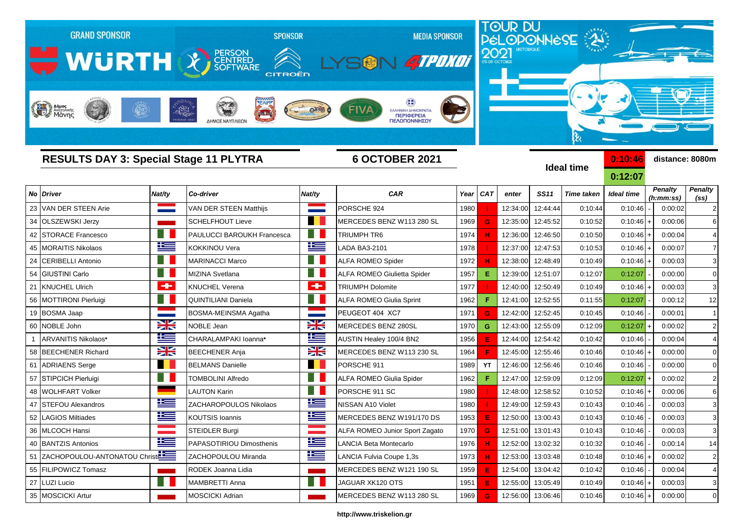GRAND SPONSOR WÜRTH — PERSON CENTRED SOFTWARE — SPONSOR CITROËN — MEDIA SPONSOR LYSON 4TPOXOI

TOUR DU PÉLOPONNÈSE 2021 HISTORIQUE 03-09 OCTOBER

## RESULTS DAY 3: Special Stage 11 PLYTRA

**6 OCTOBER 2021**

**Ideal time** 0:10:46 / 0:12:07 — **distance: 8080m**

| No | Driver | Nat/ty | Co-driver | Nat/ty | CAR | Year | CAT | enter | SS11 | Time taken | Ideal time | | Penalty (h:mm:ss) | Penalty (ss) |
|---|---|---|---|---|---|---|---|---|---|---|---|---|---|---|
| 23 | VAN DER STEEN Arie | | VAN DER STEEN Matthijs | | PORSCHE 924 | 1980 | I | 12:34:00 | 12:44:44 | 0:10:44 | 0:10:46 | - | 0:00:02 | 2 |
| 34 | OLSZEWSKI Jerzy | | SCHELFHOUT Lieve | | MERCEDES BENZ W113 280 SL | 1969 | G | 12:35:00 | 12:45:52 | 0:10:52 | 0:10:46 | + | 0:00:06 | 6 |
| 42 | STORACE Francesco | | PAULUCCI BAROUKH Francesca | | TRIUMPH TR6 | 1974 | H | 12:36:00 | 12:46:50 | 0:10:50 | 0:10:46 | + | 0:00:04 | 4 |
| 45 | MORAITIS Nikolaos | | KOKKINOU Vera | | LADA BA3-2101 | 1978 | I | 12:37:00 | 12:47:53 | 0:10:53 | 0:10:46 | + | 0:00:07 | 7 |
| 24 | CERIBELLI Antonio | | MARINACCI Marco | | ALFA ROMEO Spider | 1972 | H | 12:38:00 | 12:48:49 | 0:10:49 | 0:10:46 | + | 0:00:03 | 3 |
| 54 | GIUSTINI Carlo | | MIZINA Svetlana | | ALFA ROMEO Giulietta Spider | 1957 | E | 12:39:00 | 12:51:07 | 0:12:07 | 0:12:07 | - | 0:00:00 | 0 |
| 21 | KNUCHEL Ulrich | | KNUCHEL Verena | | TRIUMPH Dolomite | 1977 | I | 12:40:00 | 12:50:49 | 0:10:49 | 0:10:46 | + | 0:00:03 | 3 |
| 56 | MOTTIRONI Pierluigi | | QUINTILIANI Daniela | | ALFA ROMEO Giulia Sprint | 1962 | F | 12:41:00 | 12:52:55 | 0:11:55 | 0:12:07 | - | 0:00:12 | 12 |
| 19 | BOSMA Jaap | | BOSMA-MEINSMA Agatha | | PEUGEOT 404 XC7 | 1971 | G | 12:42:00 | 12:52:45 | 0:10:45 | 0:10:46 | - | 0:00:01 | 1 |
| 60 | NOBLE John | | NOBLE Jean | | MERCEDES BENZ 280SL | 1970 | G | 12:43:00 | 12:55:09 | 0:12:09 | 0:12:07 | + | 0:00:02 | 2 |
| 1 | ARVANITIS Nikolaos* | | CHARALAMPAKI Ioanna* | | AUSTIN Healey 100/4 BN2 | 1956 | E | 12:44:00 | 12:54:42 | 0:10:42 | 0:10:46 | - | 0:00:04 | 4 |
| 58 | BEECHENER Richard | | BEECHENER Anja | | MERCEDES BENZ W113 230 SL | 1964 | F | 12:45:00 | 12:55:46 | 0:10:46 | 0:10:46 | + | 0:00:00 | 0 |
| 61 | ADRIAENS Serge | | BELMANS Danielle | | PORSCHE 911 | 1989 | YT | 12:46:00 | 12:56:46 | 0:10:46 | 0:10:46 | - | 0:00:00 | 0 |
| 57 | STIPCICH Pierluigi | | TOMBOLINI Alfredo | | ALFA ROMEO Giulia Spider | 1962 | F | 12:47:00 | 12:59:09 | 0:12:09 | 0:12:07 | + | 0:00:02 | 2 |
| 48 | WOLHFART Volker | | LAUTON Karin | | PORSCHE 911 SC | 1980 | I | 12:48:00 | 12:58:52 | 0:10:52 | 0:10:46 | + | 0:00:06 | 6 |
| 47 | STEFOU Alexandros | | ZACHAROPOULOS Nikolaos | | NISSAN A10 Violet | 1980 | I | 12:49:00 | 12:59:43 | 0:10:43 | 0:10:46 | - | 0:00:03 | 3 |
| 52 | LAGIOS Miltiades | | KOUTSIS Ioannis | | MERCEDES BENZ W191/170 DS | 1953 | E | 12:50:00 | 13:00:43 | 0:10:43 | 0:10:46 | - | 0:00:03 | 3 |
| 36 | MLCOCH Hansi | | STEIDLER Burgi | | ALFA ROMEO Junior Sport Zagato | 1970 | G | 12:51:00 | 13:01:43 | 0:10:43 | 0:10:46 | - | 0:00:03 | 3 |
| 40 | BANTZIS Antonios | | PAPASOTIRIOU Dimosthenis | | LANCIA Beta Montecarlo | 1976 | H | 12:52:00 | 13:02:32 | 0:10:32 | 0:10:46 | - | 0:00:14 | 14 |
| 51 | ZACHOPOULOU-ANTONATOU Christ | | ZACHOPOULOU Miranda | | LANCIA Fulvia Coupe 1,3s | 1973 | H | 12:53:00 | 13:03:48 | 0:10:48 | 0:10:46 | + | 0:00:02 | 2 |
| 55 | FILIPOWICZ Tomasz | | RODEK Joanna Lidia | | MERCEDES BENZ W121 190 SL | 1959 | E | 12:54:00 | 13:04:42 | 0:10:42 | 0:10:46 | - | 0:00:04 | 4 |
| 27 | LUZI Lucio | | MAMBRETTI Anna | | JAGUAR XK120 OTS | 1951 | E | 12:55:00 | 13:05:49 | 0:10:49 | 0:10:46 | + | 0:00:03 | 3 |
| 35 | MOSCICKI Artur | | MOSCICKI Adrian | | MERCEDES BENZ W113 280 SL | 1969 | G | 12:56:00 | 13:06:46 | 0:10:46 | 0:10:46 | + | 0:00:00 | 0 |

http://www.triskelion.gr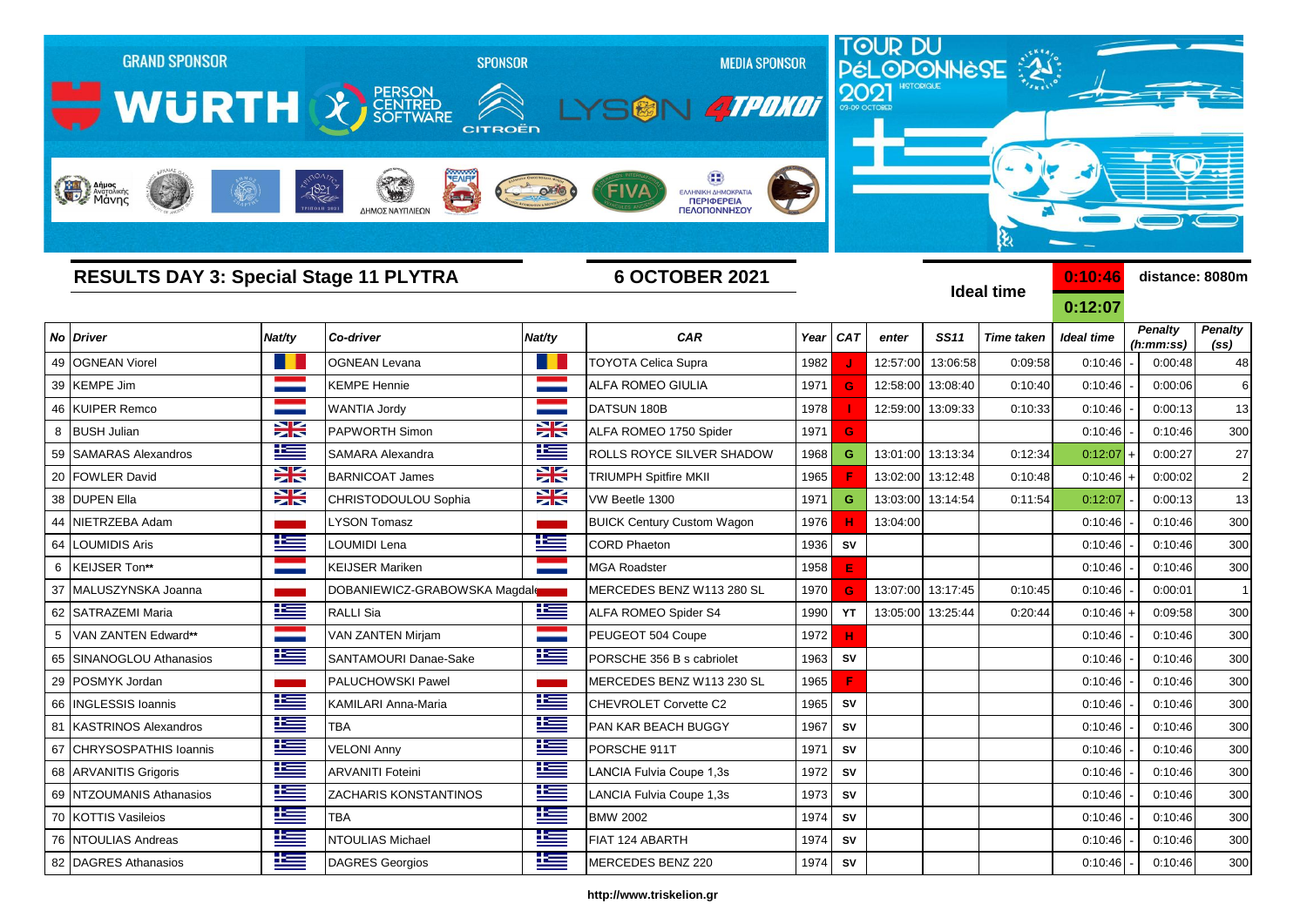GRAND SPONSOR WÜRTH | SPONSOR PERSON CENTRED SOFTWARE, CITROËN | MEDIA SPONSOR LYSON 4TPOXOI

TOUR DU PÉLOPONNÈSE 2021 HISTORIQUE 03-09 OCTOBER

## RESULTS DAY 3: Special Stage 11 PLYTRA

**6 OCTOBER 2021**

**Ideal time** 0:10:46 / 0:12:07 — **distance: 8080m**

| No | Driver | Nat/ty | Co-driver | Nat/ty | CAR | Year | CAT | enter | SS11 | Time taken | Ideal time | | Penalty (h:mm:ss) | Penalty (ss) |
|---|---|---|---|---|---|---|---|---|---|---|---|---|---|---|
| 49 | OGNEAN Viorel | | OGNEAN Levana | | TOYOTA Celica Supra | 1982 | J | 12:57:00 | 13:06:58 | 0:09:58 | 0:10:46 | - | 0:00:48 | 48 |
| 39 | KEMPE Jim | | KEMPE Hennie | | ALFA ROMEO GIULIA | 1971 | G | 12:58:00 | 13:08:40 | 0:10:40 | 0:10:46 | - | 0:00:06 | 6 |
| 46 | KUIPER Remco | | WANTIA Jordy | | DATSUN 180B | 1978 | I | 12:59:00 | 13:09:33 | 0:10:33 | 0:10:46 | - | 0:00:13 | 13 |
| 8 | BUSH Julian | | PAPWORTH Simon | | ALFA ROMEO 1750 Spider | 1971 | G | | | | 0:10:46 | - | 0:10:46 | 300 |
| 59 | SAMARAS Alexandros | | SAMARA Alexandra | | ROLLS ROYCE SILVER SHADOW | 1968 | G | 13:01:00 | 13:13:34 | 0:12:34 | 0:12:07 | + | 0:00:27 | 27 |
| 20 | FOWLER David | | BARNICOAT James | | TRIUMPH Spitfire MKII | 1965 | F | 13:02:00 | 13:12:48 | 0:10:48 | 0:10:46 | + | 0:00:02 | 2 |
| 38 | DUPEN Ella | | CHRISTODOULOU Sophia | | VW Beetle 1300 | 1971 | G | 13:03:00 | 13:14:54 | 0:11:54 | 0:12:07 | - | 0:00:13 | 13 |
| 44 | NIETRZEBA Adam | | LYSON Tomasz | | BUICK Century Custom Wagon | 1976 | H | 13:04:00 | | | 0:10:46 | - | 0:10:46 | 300 |
| 64 | LOUMIDIS Aris | | LOUMIDI Lena | | CORD Phaeton | 1936 | SV | | | | 0:10:46 | - | 0:10:46 | 300 |
| 6 | KEIJSER Ton** | | KEIJSER Mariken | | MGA Roadster | 1958 | E | | | | 0:10:46 | - | 0:10:46 | 300 |
| 37 | MALUSZYNSKA Joanna | | DOBANIEWICZ-GRABOWSKA Magdale | | MERCEDES BENZ W113 280 SL | 1970 | G | 13:07:00 | 13:17:45 | 0:10:45 | 0:10:46 | - | 0:00:01 | 1 |
| 62 | SATRAZEMI Maria | | RALLI Sia | | ALFA ROMEO Spider S4 | 1990 | YT | 13:05:00 | 13:25:44 | 0:20:44 | 0:10:46 | + | 0:09:58 | 300 |
| 5 | VAN ZANTEN Edward** | | VAN ZANTEN Mirjam | | PEUGEOT 504 Coupe | 1972 | H | | | | 0:10:46 | - | 0:10:46 | 300 |
| 65 | SINANOGLOU Athanasios | | SANTAMOURI Danae-Sake | | PORSCHE 356 B s cabriolet | 1963 | SV | | | | 0:10:46 | - | 0:10:46 | 300 |
| 29 | POSMYK Jordan | | PALUCHOWSKI Pawel | | MERCEDES BENZ W113 230 SL | 1965 | F | | | | 0:10:46 | - | 0:10:46 | 300 |
| 66 | INGLESSIS Ioannis | | KAMILARI Anna-Maria | | CHEVROLET Corvette C2 | 1965 | SV | | | | 0:10:46 | - | 0:10:46 | 300 |
| 81 | KASTRINOS Alexandros | | TBA | | PAN KAR BEACH BUGGY | 1967 | SV | | | | 0:10:46 | - | 0:10:46 | 300 |
| 67 | CHRYSOSPATHIS Ioannis | | VELONI Anny | | PORSCHE 911T | 1971 | SV | | | | 0:10:46 | - | 0:10:46 | 300 |
| 68 | ARVANITIS Grigoris | | ARVANITI Foteini | | LANCIA Fulvia Coupe 1,3s | 1972 | SV | | | | 0:10:46 | - | 0:10:46 | 300 |
| 69 | NTZOUMANIS Athanasios | | ZACHARIS KONSTANTINOS | | LANCIA Fulvia Coupe 1,3s | 1973 | SV | | | | 0:10:46 | - | 0:10:46 | 300 |
| 70 | KOTTIS Vasileios | | TBA | | BMW 2002 | 1974 | SV | | | | 0:10:46 | - | 0:10:46 | 300 |
| 76 | NTOULIAS Andreas | | NTOULIAS Michael | | FIAT 124 ABARTH | 1974 | SV | | | | 0:10:46 | - | 0:10:46 | 300 |
| 82 | DAGRES Athanasios | | DAGRES Georgios | | MERCEDES BENZ 220 | 1974 | SV | | | | 0:10:46 | - | 0:10:46 | 300 |

http://www.triskelion.gr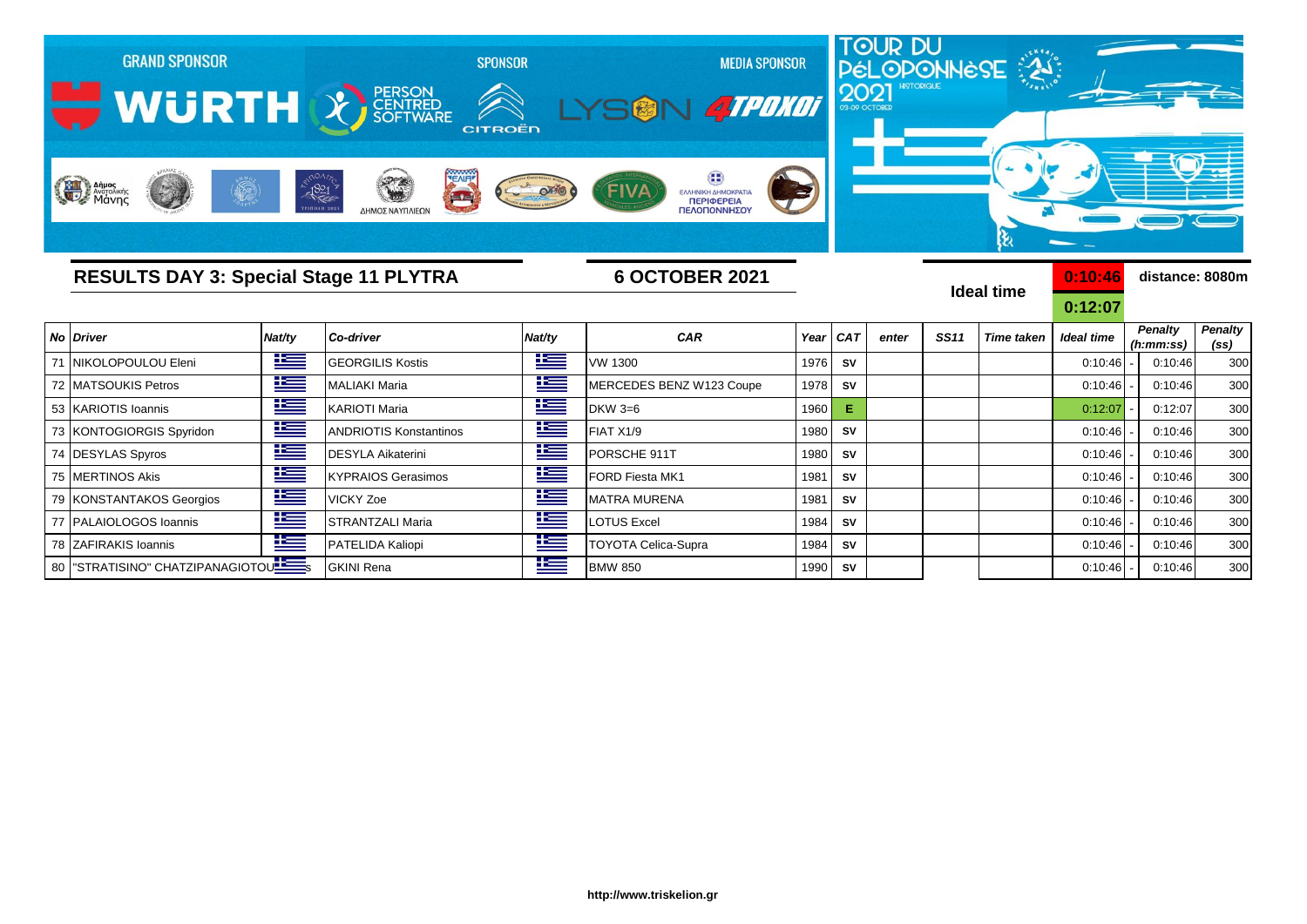GRAND SPONSOR

WÜRTH

PERSON CENTRED SOFTWARE

SPONSOR

CITROËN

MEDIA SPONSOR

LYSON 4TPOXOI

Δήμος Ανατολικής Μάνης

ΔΗΜΟΣ ΝΑΥΠΛΙΕΩΝ

FIVA

ΕΛΛΗΝΙΚΗ ΔΗΜΟΚΡΑΤΙΑ ΠΕΡΙΦΕΡΕΙΑ ΠΕΛΟΠΟΝΝΗΣΟΥ

TOUR DU PéLOPONNèSE 2021 HISTORIQUE 03-09 OCTOBER

## RESULTS DAY 3: Special Stage 11 PLYTRA

## 6 OCTOBER 2021

**Ideal time** 0:10:46 / 0:12:07

**distance: 8080m**

| No | Driver | Nat/ty | Co-driver | Nat/ty | CAR | Year | CAT | enter | SS11 | Time taken | Ideal time | | Penalty (h:mm:ss) | Penalty (ss) |
|---|---|---|---|---|---|---|---|---|---|---|---|---|---|---|
| 71 | NIKOLOPOULOU Eleni | | GEORGILIS Kostis | | VW 1300 | 1976 | SV | | | | 0:10:46 | - | 0:10:46 | 300 |
| 72 | MATSOUKIS Petros | | MALIAKI Maria | | MERCEDES BENZ W123 Coupe | 1978 | SV | | | | 0:10:46 | - | 0:10:46 | 300 |
| 53 | KARIOTIS Ioannis | | KARIOTI Maria | | DKW 3=6 | 1960 | E | | | | 0:12:07 | - | 0:12:07 | 300 |
| 73 | KONTOGIORGIS Spyridon | | ANDRIOTIS Konstantinos | | FIAT X1/9 | 1980 | SV | | | | 0:10:46 | - | 0:10:46 | 300 |
| 74 | DESYLAS Spyros | | DESYLA Aikaterini | | PORSCHE 911T | 1980 | SV | | | | 0:10:46 | - | 0:10:46 | 300 |
| 75 | MERTINOS Akis | | KYPRAIOS Gerasimos | | FORD Fiesta MK1 | 1981 | SV | | | | 0:10:46 | - | 0:10:46 | 300 |
| 79 | KONSTANTAKOS Georgios | | VICKY Zoe | | MATRA MURENA | 1981 | SV | | | | 0:10:46 | - | 0:10:46 | 300 |
| 77 | PALAIOLOGOS Ioannis | | STRANTZALI Maria | | LOTUS Excel | 1984 | SV | | | | 0:10:46 | - | 0:10:46 | 300 |
| 78 | ZAFIRAKIS Ioannis | | PATELIDA Kaliopi | | TOYOTA Celica-Supra | 1984 | SV | | | | 0:10:46 | - | 0:10:46 | 300 |
| 80 | "STRATISINO" CHATZIPANAGIOTOU | | GKINI Rena | | BMW 850 | 1990 | SV | | | | 0:10:46 | - | 0:10:46 | 300 |

http://www.triskelion.gr